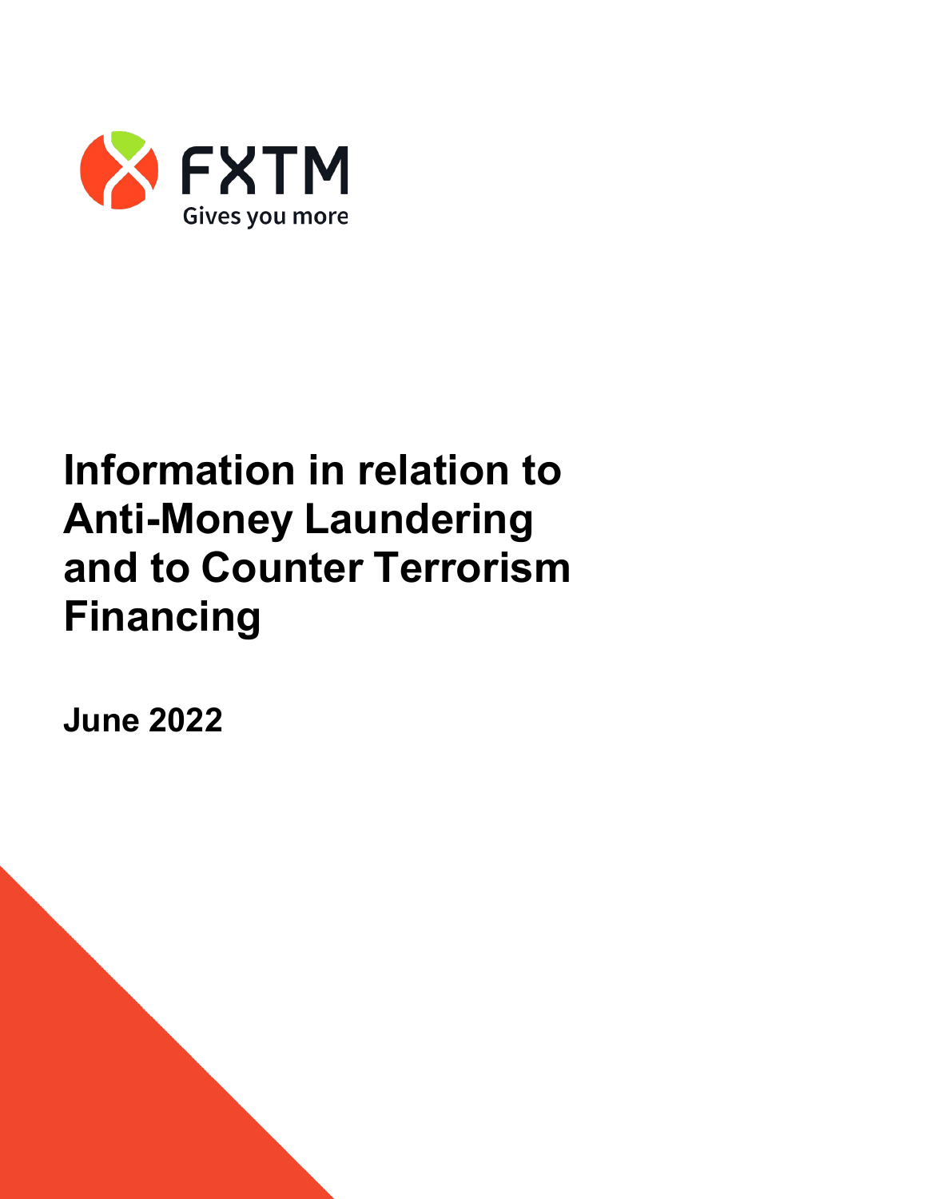FXTM

Gives you more

# Information in relation to Anti-Money Laundering and to Counter Terrorism Financing

**June 2022**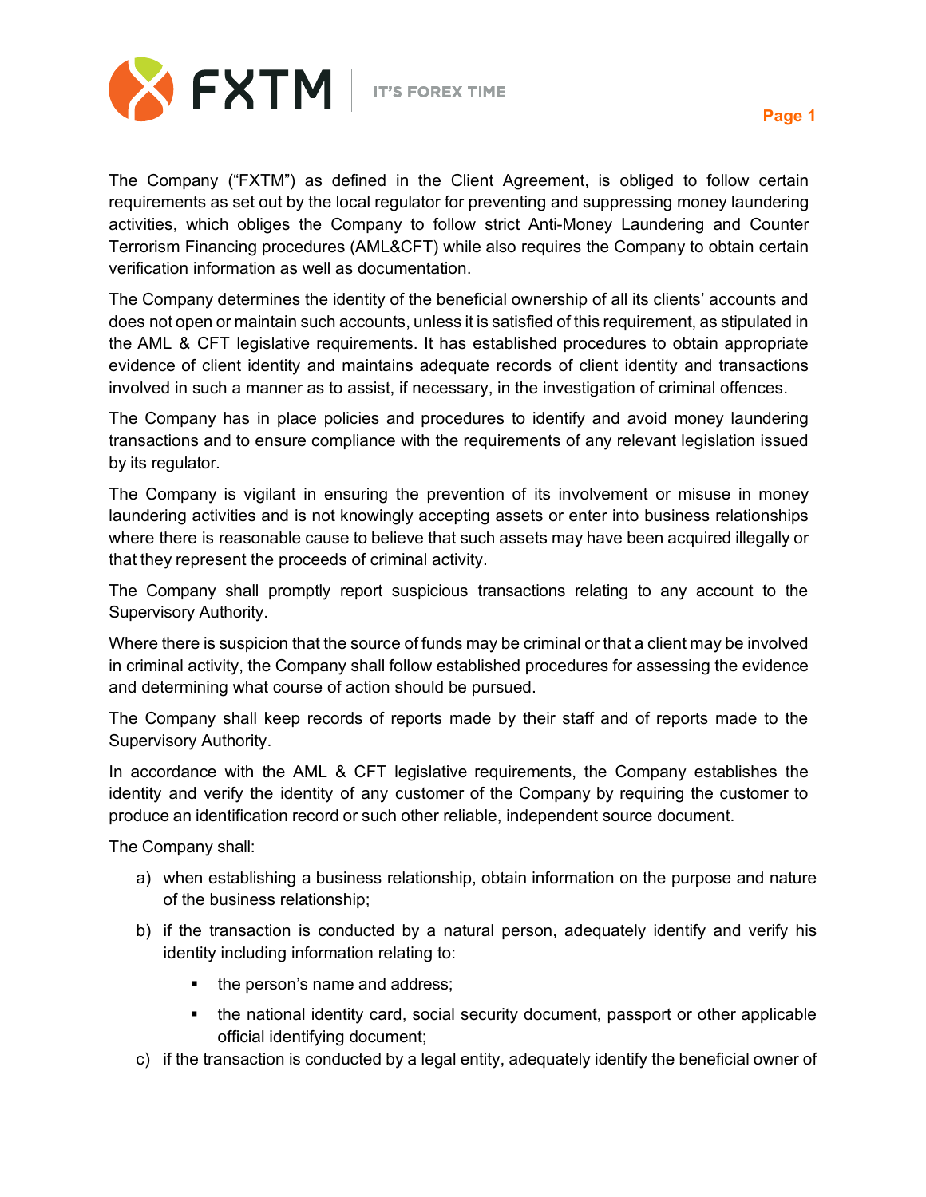The Company ("FXTM") as defined in the Client Agreement, is obliged to follow certain requirements as set out by the local regulator for preventing and suppressing money laundering activities, which obliges the Company to follow strict Anti-Money Laundering and Counter Terrorism Financing procedures (AML&CFT) while also requires the Company to obtain certain verification information as well as documentation.

The Company determines the identity of the beneficial ownership of all its clients' accounts and does not open or maintain such accounts, unless it is satisfied of this requirement, as stipulated in the AML & CFT legislative requirements. It has established procedures to obtain appropriate evidence of client identity and maintains adequate records of client identity and transactions involved in such a manner as to assist, if necessary, in the investigation of criminal offences.

The Company has in place policies and procedures to identify and avoid money laundering transactions and to ensure compliance with the requirements of any relevant legislation issued by its regulator.

The Company is vigilant in ensuring the prevention of its involvement or misuse in money laundering activities and is not knowingly accepting assets or enter into business relationships where there is reasonable cause to believe that such assets may have been acquired illegally or that they represent the proceeds of criminal activity.

The Company shall promptly report suspicious transactions relating to any account to the Supervisory Authority.

Where there is suspicion that the source of funds may be criminal or that a client may be involved in criminal activity, the Company shall follow established procedures for assessing the evidence and determining what course of action should be pursued.

The Company shall keep records of reports made by their staff and of reports made to the Supervisory Authority.

In accordance with the AML & CFT legislative requirements, the Company establishes the identity and verify the identity of any customer of the Company by requiring the customer to produce an identification record or such other reliable, independent source document.

The Company shall:

a) when establishing a business relationship, obtain information on the purpose and nature of the business relationship;

b) if the transaction is conducted by a natural person, adequately identify and verify his identity including information relating to:

   - the person's name and address;
   - the national identity card, social security document, passport or other applicable official identifying document;

c) if the transaction is conducted by a legal entity, adequately identify the beneficial owner of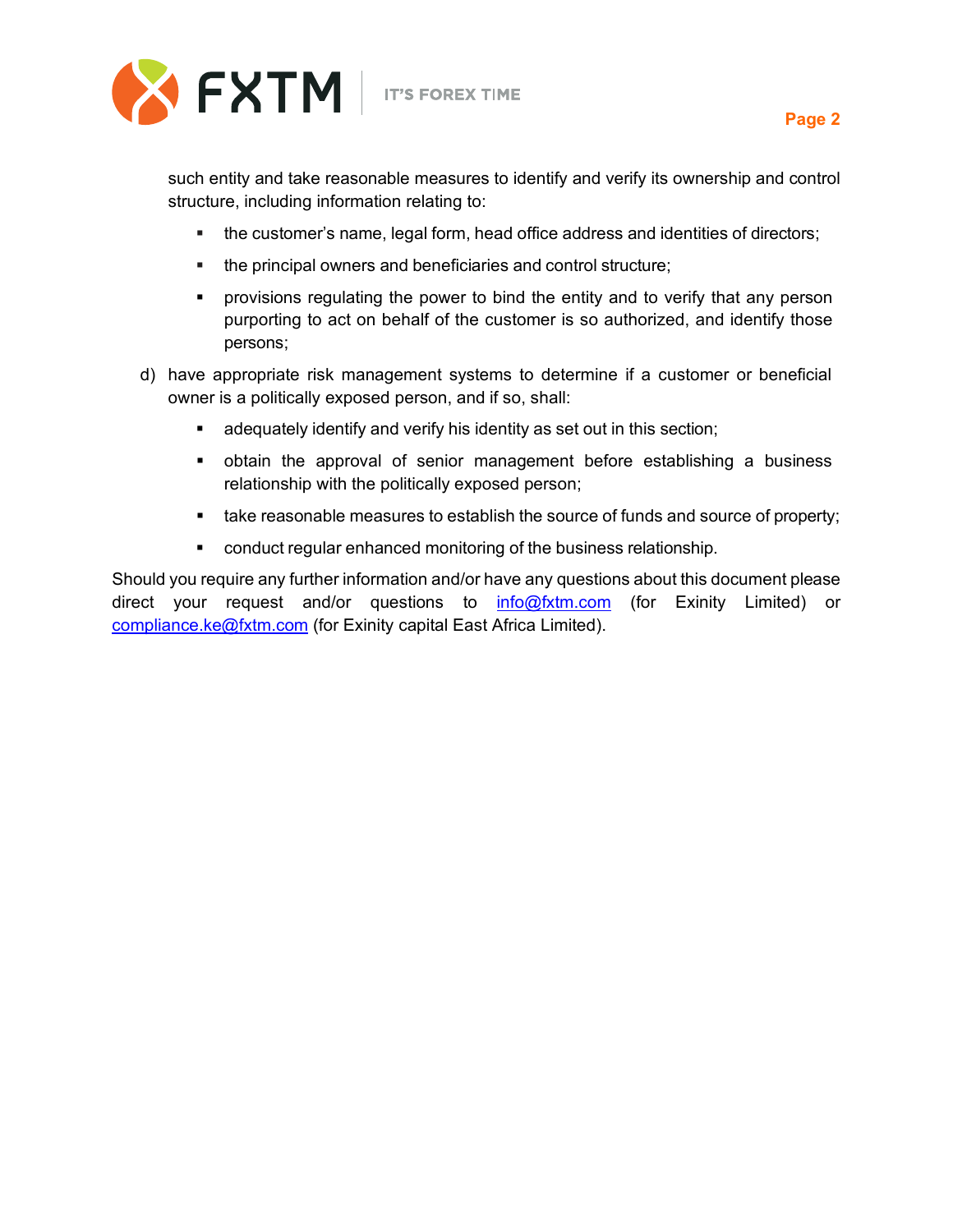such entity and take reasonable measures to identify and verify its ownership and control structure, including information relating to:

- the customer's name, legal form, head office address and identities of directors;
- the principal owners and beneficiaries and control structure;
- provisions regulating the power to bind the entity and to verify that any person purporting to act on behalf of the customer is so authorized, and identify those persons;

d) have appropriate risk management systems to determine if a customer or beneficial owner is a politically exposed person, and if so, shall:

- adequately identify and verify his identity as set out in this section;
- obtain the approval of senior management before establishing a business relationship with the politically exposed person;
- take reasonable measures to establish the source of funds and source of property;
- conduct regular enhanced monitoring of the business relationship.

Should you require any further information and/or have any questions about this document please direct your request and/or questions to info@fxtm.com (for Exinity Limited) or compliance.ke@fxtm.com (for Exinity capital East Africa Limited).